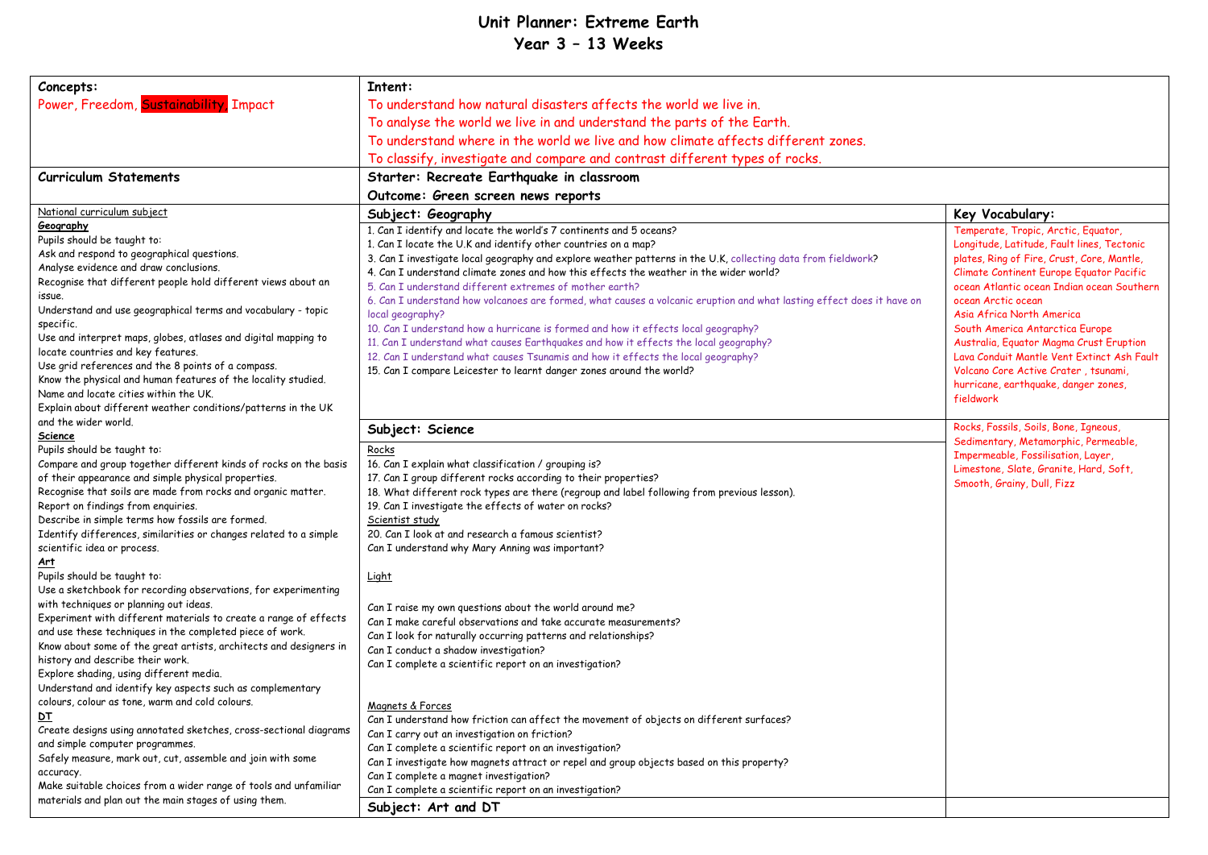# Unit Planner: Extreme Earth
## Year 3 – 13 Weeks

**Concepts:**
Power, Freedom, Sustainability, Impact

**Intent:**
To understand how natural disasters affects the world we live in.
To analyse the world we live in and understand the parts of the Earth.
To understand where in the world we live and how climate affects different zones.
To classify, investigate and compare and contrast different types of rocks.

**Starter: Recreate Earthquake in classroom**
**Outcome: Green screen news reports**

## Curriculum Statements

National curriculum subject

**Geography**
Pupils should be taught to:
Ask and respond to geographical questions.
Analyse evidence and draw conclusions.
Recognise that different people hold different views about an issue.
Understand and use geographical terms and vocabulary - topic specific.
Use and interpret maps, globes, atlases and digital mapping to locate countries and key features.
Use grid references and the 8 points of a compass.
Know the physical and human features of the locality studied.
Name and locate cities within the UK.
Explain about different weather conditions/patterns in the UK and the wider world.

**Science**
Pupils should be taught to:
Compare and group together different kinds of rocks on the basis of their appearance and simple physical properties.
Recognise that soils are made from rocks and organic matter.
Report on findings from enquiries.
Describe in simple terms how fossils are formed.
Identify differences, similarities or changes related to a simple scientific idea or process.

**Art**
Pupils should be taught to:
Use a sketchbook for recording observations, for experimenting with techniques or planning out ideas.
Experiment with different materials to create a range of effects and use these techniques in the completed piece of work.
Know about some of the great artists, architects and designers in history and describe their work.
Explore shading, using different media.
Understand and identify key aspects such as complementary colours, colour as tone, warm and cold colours.

**DT**
Create designs using annotated sketches, cross-sectional diagrams and simple computer programmes.
Safely measure, mark out, cut, assemble and join with some accuracy.
Make suitable choices from a wider range of tools and unfamiliar materials and plan out the main stages of using them.

## Subject: Geography

1. Can I identify and locate the world's 7 continents and 5 oceans?
1. Can I locate the U.K and identify other countries on a map?
3. Can I investigate local geography and explore weather patterns in the U.K, collecting data from fieldwork?
4. Can I understand climate zones and how this effects the weather in the wider world?
5. Can I understand different extremes of mother earth?
6. Can I understand how volcanoes are formed, what causes a volcanic eruption and what lasting effect does it have on local geography?
10. Can I understand how a hurricane is formed and how it effects local geography?
11. Can I understand what causes Earthquakes and how it effects the local geography?
12. Can I understand what causes Tsunamis and how it effects the local geography?
15. Can I compare Leicester to learnt danger zones around the world?

**Key Vocabulary:**
Temperate, Tropic, Arctic, Equator, Longitude, Latitude, Fault lines, Tectonic plates, Ring of Fire, Crust, Core, Mantle, Climate Continent Europe Equator Pacific ocean Atlantic ocean Indian ocean Southern ocean Arctic ocean
Asia Africa North America
South America Antarctica Europe
Australia, Equator Magma Crust Eruption
Lava Conduit Mantle Vent Extinct Ash Fault
Volcano Core Active Crater , tsunami, hurricane, earthquake, danger zones, fieldwork

## Subject: Science

Rocks
16. Can I explain what classification / grouping is?
17. Can I group different rocks according to their properties?
18. What different rock types are there (regroup and label following from previous lesson).
19. Can I investigate the effects of water on rocks?

Scientist study
20. Can I look at and research a famous scientist?
Can I understand why Mary Anning was important?

Light

Can I raise my own questions about the world around me?
Can I make careful observations and take accurate measurements?
Can I look for naturally occurring patterns and relationships?
Can I conduct a shadow investigation?
Can I complete a scientific report on an investigation?

Magnets & Forces
Can I understand how friction can affect the movement of objects on different surfaces?
Can I carry out an investigation on friction?
Can I complete a scientific report on an investigation?
Can I investigate how magnets attract or repel and group objects based on this property?
Can I complete a magnet investigation?
Can I complete a scientific report on an investigation?

**Key Vocabulary:**
Rocks, Fossils, Soils, Bone, Igneous, Sedimentary, Metamorphic, Permeable, Impermeable, Fossilisation, Layer, Limestone, Slate, Granite, Hard, Soft, Smooth, Grainy, Dull, Fizz

## Subject: Art and DT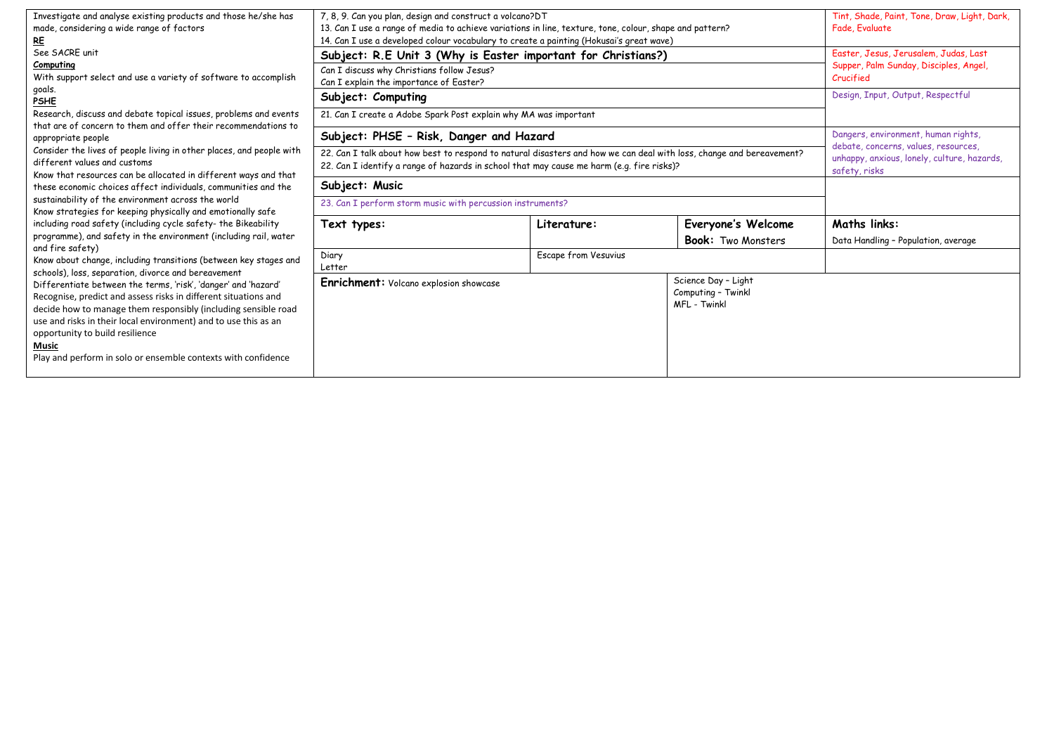| | | | | |
|---|---|---|---|---|
| Investigate and analyse existing products and those he/she has made, considering a wide range of factors<br>**RE**<br>See SACRE unit<br>**Computing**<br>With support select and use a variety of software to accomplish goals.<br>**PSHE**<br>Research, discuss and debate topical issues, problems and events that are of concern to them and offer their recommendations to appropriate people<br>Consider the lives of people living in other places, and people with different values and customs<br>Know that resources can be allocated in different ways and that these economic choices affect individuals, communities and the sustainability of the environment across the world<br>Know strategies for keeping physically and emotionally safe including road safety (including cycle safety- the Bikeability programme), and safety in the environment (including rail, water and fire safety)<br>Know about change, including transitions (between key stages and schools), loss, separation, divorce and bereavement<br>Differentiate between the terms, 'risk', 'danger' and 'hazard'<br>Recognise, predict and assess risks in different situations and decide how to manage them responsibly (including sensible road use and risks in their local environment) and to use this as an opportunity to build resilience<br>**Music**<br>Play and perform in solo or ensemble contexts with confidence | 7, 8, 9. Can you plan, design and construct a volcano?DT<br>13. Can I use a range of media to achieve variations in line, texture, tone, colour, shape and pattern?<br>14. Can I use a developed colour vocabulary to create a painting (Hokusai's great wave) | | | Tint, Shade, Paint, Tone, Draw, Light, Dark, Fade, Evaluate |
| | **Subject: R.E Unit 3 (Why is Easter important for Christians?)**<br>Can I discuss why Christians follow Jesus?<br>Can I explain the importance of Easter? | | | Easter, Jesus, Jerusalem, Judas, Last Supper, Palm Sunday, Disciples, Angel, Crucified |
| | **Subject: Computing**<br>21. Can I create a Adobe Spark Post explain why MA was important | | | Design, Input, Output, Respectful |
| | **Subject: PHSE – Risk, Danger and Hazard**<br>22. Can I talk about how best to respond to natural disasters and how we can deal with loss, change and bereavement?<br>22. Can I identify a range of hazards in school that may cause me harm (e.g. fire risks)? | | | Dangers, environment, human rights, debate, concerns, values, resources, unhappy, anxious, lonely, culture, hazards, safety, risks |
| | **Subject: Music**<br>23. Can I perform storm music with percussion instruments? | | | |
| | **Text types:** | **Literature:** | **Everyone's Welcome**<br>**Book:** Two Monsters | **Maths links:**<br>Data Handling – Population, average |
| | Diary<br>Letter | Escape from Vesuvius | | |
| | **Enrichment:** Volcano explosion showcase | | Science Day – Light<br>Computing – Twinkl<br>MFL - Twinkl | |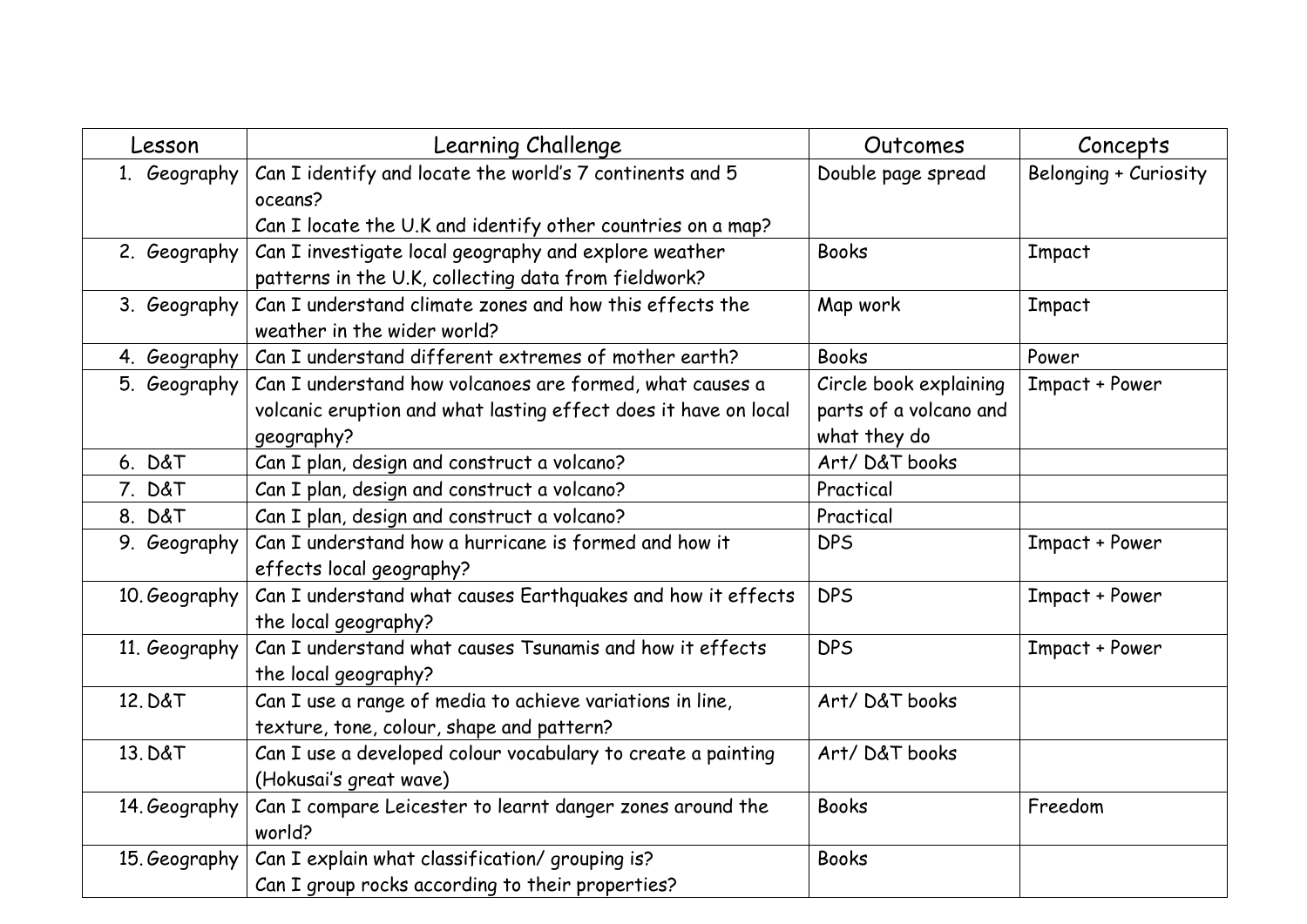| Lesson | Learning Challenge | Outcomes | Concepts |
| --- | --- | --- | --- |
| 1. Geography | Can I identify and locate the world's 7 continents and 5 oceans?<br>Can I locate the U.K and identify other countries on a map? | Double page spread | Belonging + Curiosity |
| 2. Geography | Can I investigate local geography and explore weather patterns in the U.K, collecting data from fieldwork? | Books | Impact |
| 3. Geography | Can I understand climate zones and how this effects the weather in the wider world? | Map work | Impact |
| 4. Geography | Can I understand different extremes of mother earth? | Books | Power |
| 5. Geography | Can I understand how volcanoes are formed, what causes a volcanic eruption and what lasting effect does it have on local geography? | Circle book explaining parts of a volcano and what they do | Impact + Power |
| 6. D&T | Can I plan, design and construct a volcano? | Art/ D&T books | |
| 7. D&T | Can I plan, design and construct a volcano? | Practical | |
| 8. D&T | Can I plan, design and construct a volcano? | Practical | |
| 9. Geography | Can I understand how a hurricane is formed and how it effects local geography? | DPS | Impact + Power |
| 10. Geography | Can I understand what causes Earthquakes and how it effects the local geography? | DPS | Impact + Power |
| 11. Geography | Can I understand what causes Tsunamis and how it effects the local geography? | DPS | Impact + Power |
| 12. D&T | Can I use a range of media to achieve variations in line, texture, tone, colour, shape and pattern? | Art/ D&T books | |
| 13. D&T | Can I use a developed colour vocabulary to create a painting (Hokusai's great wave) | Art/ D&T books | |
| 14. Geography | Can I compare Leicester to learnt danger zones around the world? | Books | Freedom |
| 15. Geography | Can I explain what classification/ grouping is?<br>Can I group rocks according to their properties? | Books | |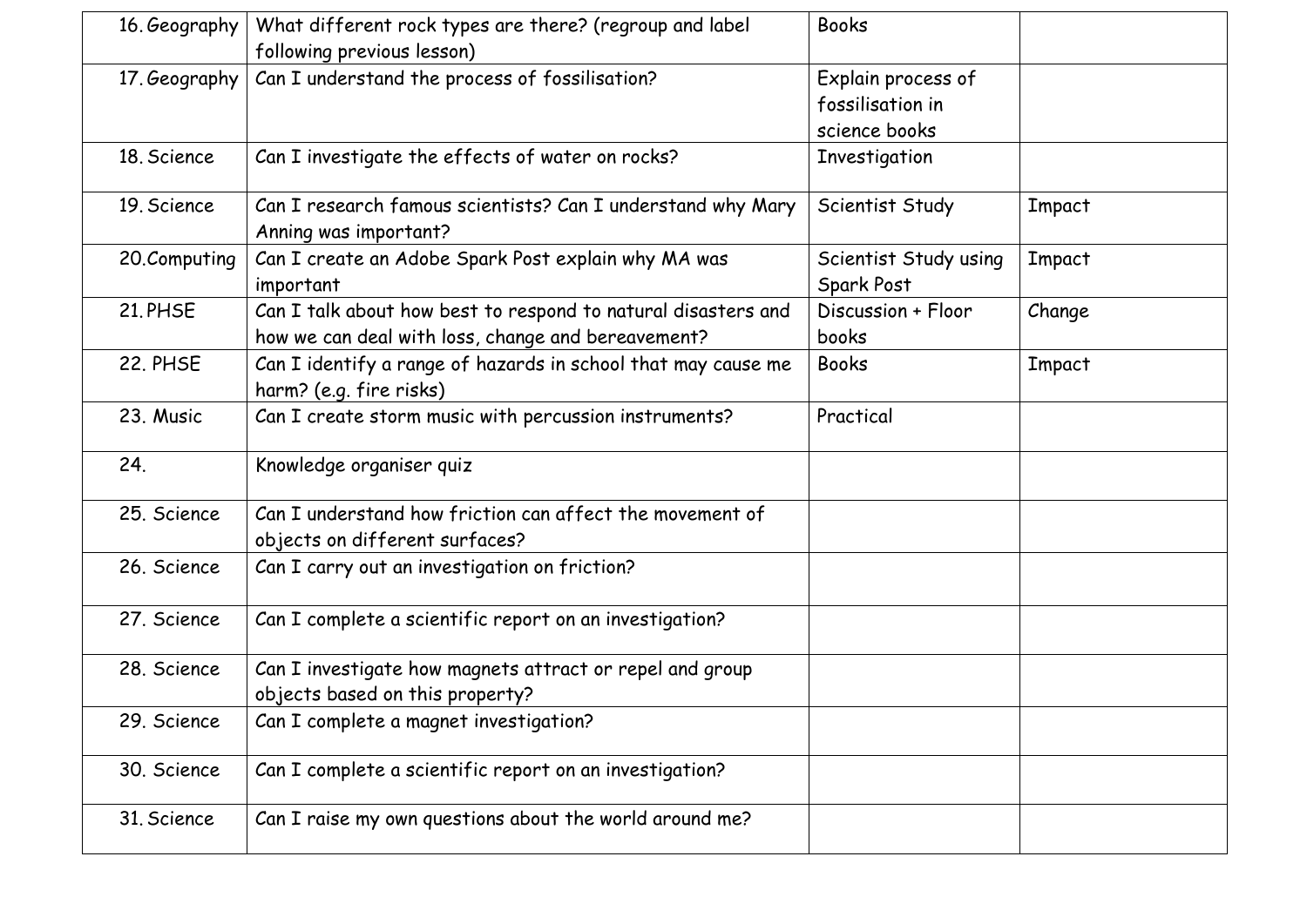| | | | |
|---|---|---|---|
| 16. Geography | What different rock types are there? (regroup and label following previous lesson) | Books | |
| 17. Geography | Can I understand the process of fossilisation? | Explain process of fossilisation in science books | |
| 18. Science | Can I investigate the effects of water on rocks? | Investigation | |
| 19. Science | Can I research famous scientists? Can I understand why Mary Anning was important? | Scientist Study | Impact |
| 20. Computing | Can I create an Adobe Spark Post explain why MA was important | Scientist Study using Spark Post | Impact |
| 21. PHSE | Can I talk about how best to respond to natural disasters and how we can deal with loss, change and bereavement? | Discussion + Floor books | Change |
| 22. PHSE | Can I identify a range of hazards in school that may cause me harm? (e.g. fire risks) | Books | Impact |
| 23. Music | Can I create storm music with percussion instruments? | Practical | |
| 24. | Knowledge organiser quiz | | |
| 25. Science | Can I understand how friction can affect the movement of objects on different surfaces? | | |
| 26. Science | Can I carry out an investigation on friction? | | |
| 27. Science | Can I complete a scientific report on an investigation? | | |
| 28. Science | Can I investigate how magnets attract or repel and group objects based on this property? | | |
| 29. Science | Can I complete a magnet investigation? | | |
| 30. Science | Can I complete a scientific report on an investigation? | | |
| 31. Science | Can I raise my own questions about the world around me? | | |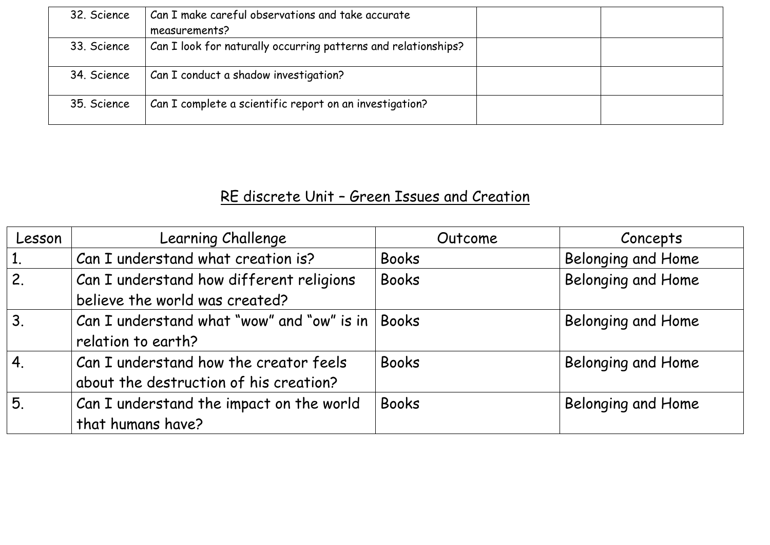| | | | |
|---|---|---|---|
| 32. Science | Can I make careful observations and take accurate measurements? | | |
| 33. Science | Can I look for naturally occurring patterns and relationships? | | |
| 34. Science | Can I conduct a shadow investigation? | | |
| 35. Science | Can I complete a scientific report on an investigation? | | |

## RE discrete Unit – Green Issues and Creation

| Lesson | Learning Challenge | Outcome | Concepts |
|---|---|---|---|
| 1. | Can I understand what creation is? | Books | Belonging and Home |
| 2. | Can I understand how different religions believe the world was created? | Books | Belonging and Home |
| 3. | Can I understand what "wow" and "ow" is in relation to earth? | Books | Belonging and Home |
| 4. | Can I understand how the creator feels about the destruction of his creation? | Books | Belonging and Home |
| 5. | Can I understand the impact on the world that humans have? | Books | Belonging and Home |